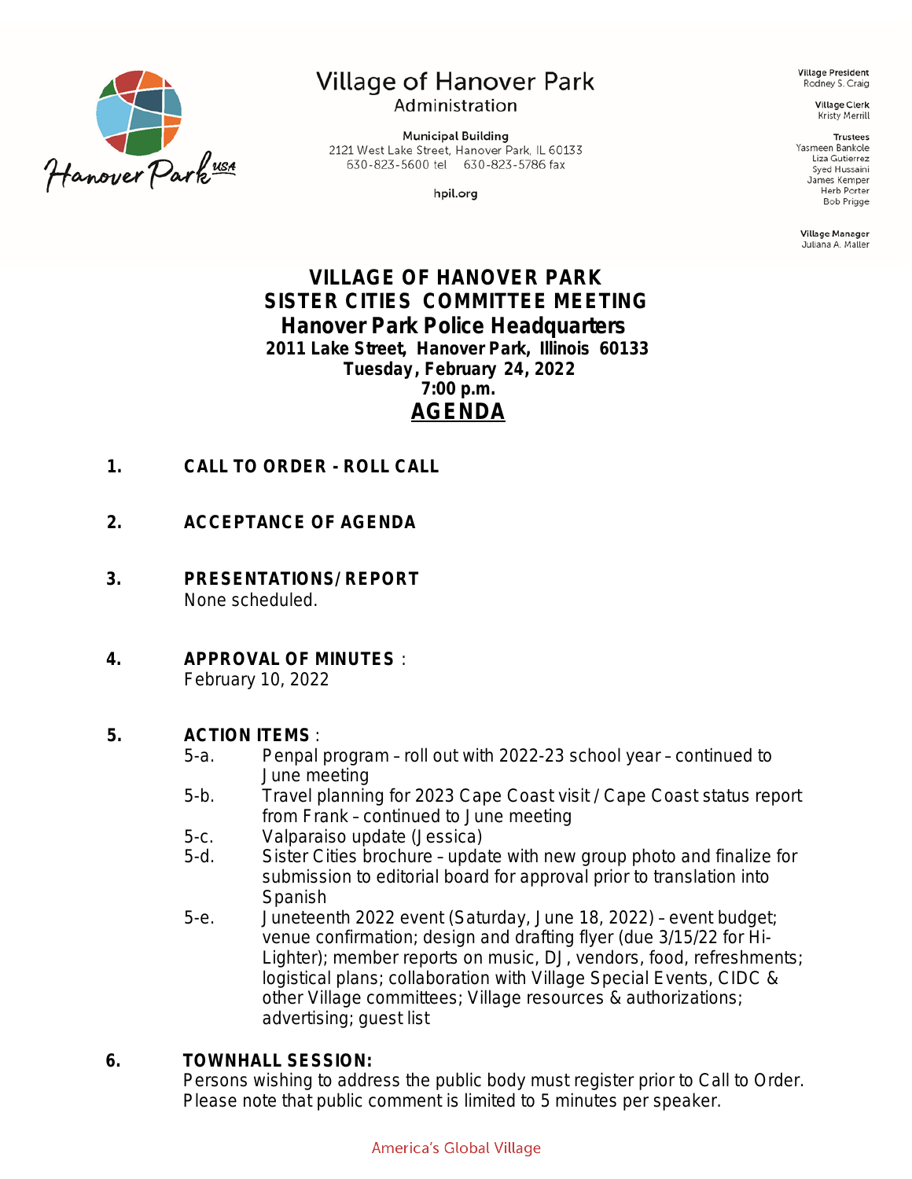Village of Hanover Park
Administration

Municipal Building
2121 West Lake Street, Hanover Park, IL 60133
630-823-5600 tel 630-823-5786 fax

hpil.org

**Village President**
Rodney S. Craig

**Village Clerk**
Kristy Merrill

**Trustees**
Yasmeen Bankole
Liza Gutierrez
Syed Hussaini
James Kemper
Herb Porter
Bob Prigge

**Village Manager**
Juliana A. Maller

# VILLAGE OF HANOVER PARK
# SISTER CITIES COMMITTEE MEETING
## Hanover Park Police Headquarters
**2011 Lake Street, Hanover Park, Illinois 60133**
**Tuesday, February 24, 2022**
**7:00 p.m.**

## AGENDA

1. **CALL TO ORDER - ROLL CALL**

2. **ACCEPTANCE OF AGENDA**

3. **PRESENTATIONS/REPORT**
   None scheduled.

4. **APPROVAL OF MINUTES**:
   February 10, 2022

5. **ACTION ITEMS**:
   - 5-a. Penpal program – roll out with 2022-23 school year – continued to June meeting
   - 5-b. Travel planning for 2023 Cape Coast visit / Cape Coast status report from Frank – continued to June meeting
   - 5-c. Valparaiso update (Jessica)
   - 5-d. Sister Cities brochure – update with new group photo and finalize for submission to editorial board for approval prior to translation into Spanish
   - 5-e. Juneteenth 2022 event (Saturday, June 18, 2022) – event budget; venue confirmation; design and drafting flyer (due 3/15/22 for Hi-Lighter); member reports on music, DJ, vendors, food, refreshments; logistical plans; collaboration with Village Special Events, CIDC & other Village committees; Village resources & authorizations; advertising; guest list

6. **TOWNHALL SESSION:**
   Persons wishing to address the public body must register prior to Call to Order. Please note that public comment is limited to 5 minutes per speaker.

America's Global Village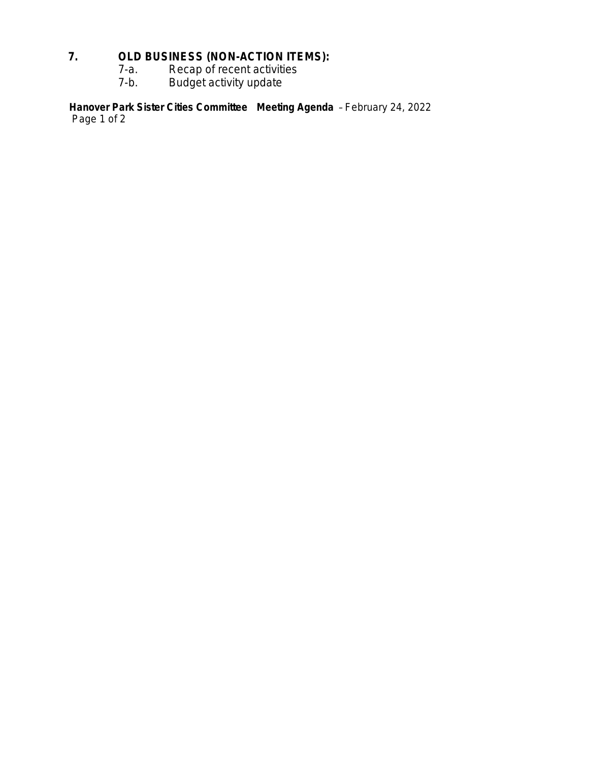## 7. OLD BUSINESS (NON-ACTION ITEMS):

- 7-a. Recap of recent activities
- 7-b. Budget activity update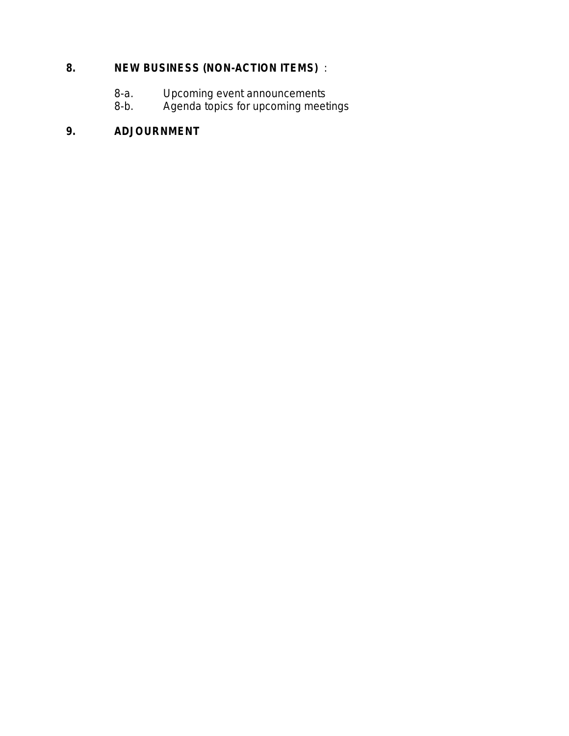**8. NEW BUSINESS (NON-ACTION ITEMS)** :

8-a. Upcoming event announcements
8-b. Agenda topics for upcoming meetings

**9. ADJOURNMENT**